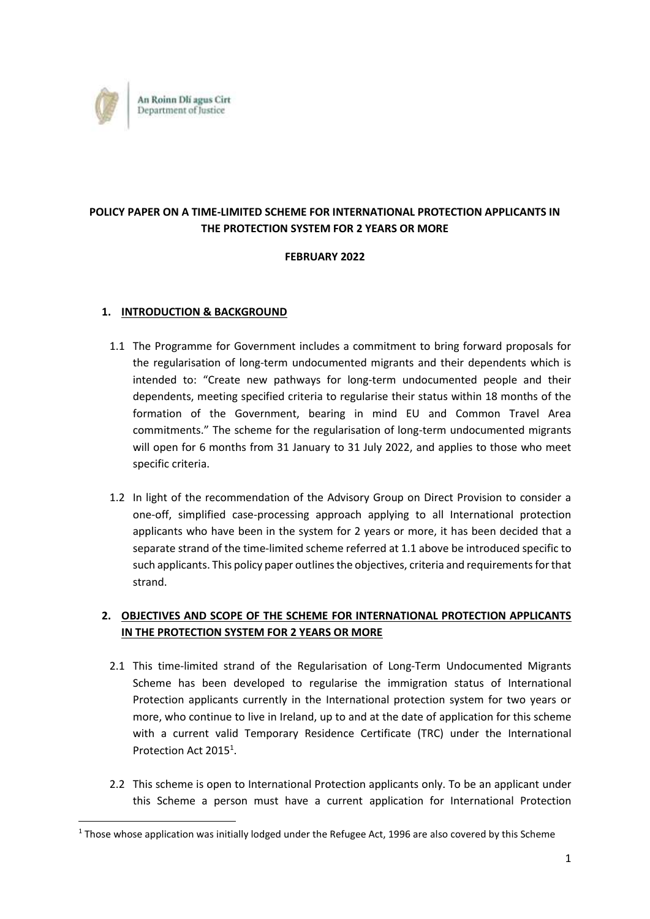An Roinn Dlí agus Cirt
Department of Justice

**POLICY PAPER ON A TIME-LIMITED SCHEME FOR INTERNATIONAL PROTECTION APPLICANTS IN THE PROTECTION SYSTEM FOR 2 YEARS OR MORE**

**FEBRUARY 2022**

## 1. INTRODUCTION & BACKGROUND

1.1 The Programme for Government includes a commitment to bring forward proposals for the regularisation of long-term undocumented migrants and their dependents which is intended to: "Create new pathways for long-term undocumented people and their dependents, meeting specified criteria to regularise their status within 18 months of the formation of the Government, bearing in mind EU and Common Travel Area commitments." The scheme for the regularisation of long-term undocumented migrants will open for 6 months from 31 January to 31 July 2022, and applies to those who meet specific criteria.

1.2 In light of the recommendation of the Advisory Group on Direct Provision to consider a one-off, simplified case-processing approach applying to all International protection applicants who have been in the system for 2 years or more, it has been decided that a separate strand of the time-limited scheme referred at 1.1 above be introduced specific to such applicants. This policy paper outlines the objectives, criteria and requirements for that strand.

## 2. OBJECTIVES AND SCOPE OF THE SCHEME FOR INTERNATIONAL PROTECTION APPLICANTS IN THE PROTECTION SYSTEM FOR 2 YEARS OR MORE

2.1 This time-limited strand of the Regularisation of Long-Term Undocumented Migrants Scheme has been developed to regularise the immigration status of International Protection applicants currently in the International protection system for two years or more, who continue to live in Ireland, up to and at the date of application for this scheme with a current valid Temporary Residence Certificate (TRC) under the International Protection Act 2015[1].

2.2 This scheme is open to International Protection applicants only. To be an applicant under this Scheme a person must have a current application for International Protection

[1] Those whose application was initially lodged under the Refugee Act, 1996 are also covered by this Scheme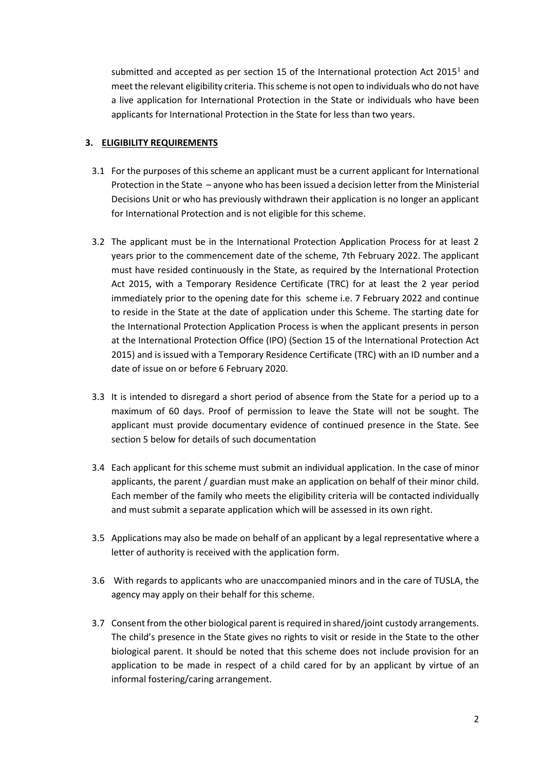submitted and accepted as per section 15 of the International protection Act 2015[1] and meet the relevant eligibility criteria. This scheme is not open to individuals who do not have a live application for International Protection in the State or individuals who have been applicants for International Protection in the State for less than two years.

## 3. ELIGIBILITY REQUIREMENTS

3.1 For the purposes of this scheme an applicant must be a current applicant for International Protection in the State – anyone who has been issued a decision letter from the Ministerial Decisions Unit or who has previously withdrawn their application is no longer an applicant for International Protection and is not eligible for this scheme.

3.2 The applicant must be in the International Protection Application Process for at least 2 years prior to the commencement date of the scheme, 7th February 2022. The applicant must have resided continuously in the State, as required by the International Protection Act 2015, with a Temporary Residence Certificate (TRC) for at least the 2 year period immediately prior to the opening date for this scheme i.e. 7 February 2022 and continue to reside in the State at the date of application under this Scheme. The starting date for the International Protection Application Process is when the applicant presents in person at the International Protection Office (IPO) (Section 15 of the International Protection Act 2015) and is issued with a Temporary Residence Certificate (TRC) with an ID number and a date of issue on or before 6 February 2020.

3.3 It is intended to disregard a short period of absence from the State for a period up to a maximum of 60 days. Proof of permission to leave the State will not be sought. The applicant must provide documentary evidence of continued presence in the State. See section 5 below for details of such documentation

3.4 Each applicant for this scheme must submit an individual application. In the case of minor applicants, the parent / guardian must make an application on behalf of their minor child. Each member of the family who meets the eligibility criteria will be contacted individually and must submit a separate application which will be assessed in its own right.

3.5 Applications may also be made on behalf of an applicant by a legal representative where a letter of authority is received with the application form.

3.6 With regards to applicants who are unaccompanied minors and in the care of TUSLA, the agency may apply on their behalf for this scheme.

3.7 Consent from the other biological parent is required in shared/joint custody arrangements. The child's presence in the State gives no rights to visit or reside in the State to the other biological parent. It should be noted that this scheme does not include provision for an application to be made in respect of a child cared for by an applicant by virtue of an informal fostering/caring arrangement.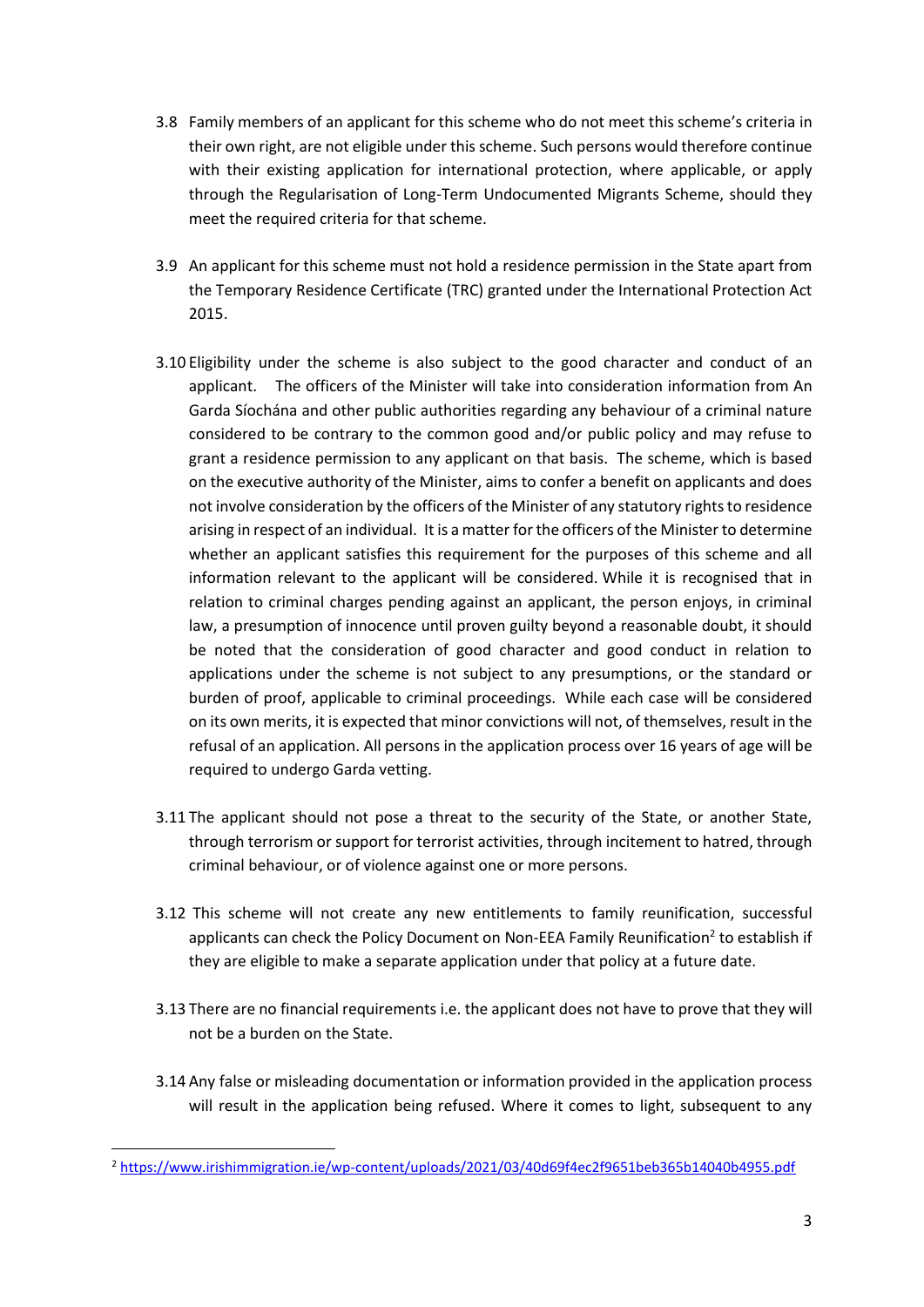3.8 Family members of an applicant for this scheme who do not meet this scheme's criteria in their own right, are not eligible under this scheme. Such persons would therefore continue with their existing application for international protection, where applicable, or apply through the Regularisation of Long-Term Undocumented Migrants Scheme, should they meet the required criteria for that scheme.

3.9 An applicant for this scheme must not hold a residence permission in the State apart from the Temporary Residence Certificate (TRC) granted under the International Protection Act 2015.

3.10 Eligibility under the scheme is also subject to the good character and conduct of an applicant. The officers of the Minister will take into consideration information from An Garda Síochána and other public authorities regarding any behaviour of a criminal nature considered to be contrary to the common good and/or public policy and may refuse to grant a residence permission to any applicant on that basis. The scheme, which is based on the executive authority of the Minister, aims to confer a benefit on applicants and does not involve consideration by the officers of the Minister of any statutory rights to residence arising in respect of an individual. It is a matter for the officers of the Minister to determine whether an applicant satisfies this requirement for the purposes of this scheme and all information relevant to the applicant will be considered. While it is recognised that in relation to criminal charges pending against an applicant, the person enjoys, in criminal law, a presumption of innocence until proven guilty beyond a reasonable doubt, it should be noted that the consideration of good character and good conduct in relation to applications under the scheme is not subject to any presumptions, or the standard or burden of proof, applicable to criminal proceedings. While each case will be considered on its own merits, it is expected that minor convictions will not, of themselves, result in the refusal of an application. All persons in the application process over 16 years of age will be required to undergo Garda vetting.

3.11 The applicant should not pose a threat to the security of the State, or another State, through terrorism or support for terrorist activities, through incitement to hatred, through criminal behaviour, or of violence against one or more persons.

3.12 This scheme will not create any new entitlements to family reunification, successful applicants can check the Policy Document on Non-EEA Family Reunification[2] to establish if they are eligible to make a separate application under that policy at a future date.

3.13 There are no financial requirements i.e. the applicant does not have to prove that they will not be a burden on the State.

3.14 Any false or misleading documentation or information provided in the application process will result in the application being refused. Where it comes to light, subsequent to any

[2] https://www.irishimmigration.ie/wp-content/uploads/2021/03/40d69f4ec2f9651beb365b14040b4955.pdf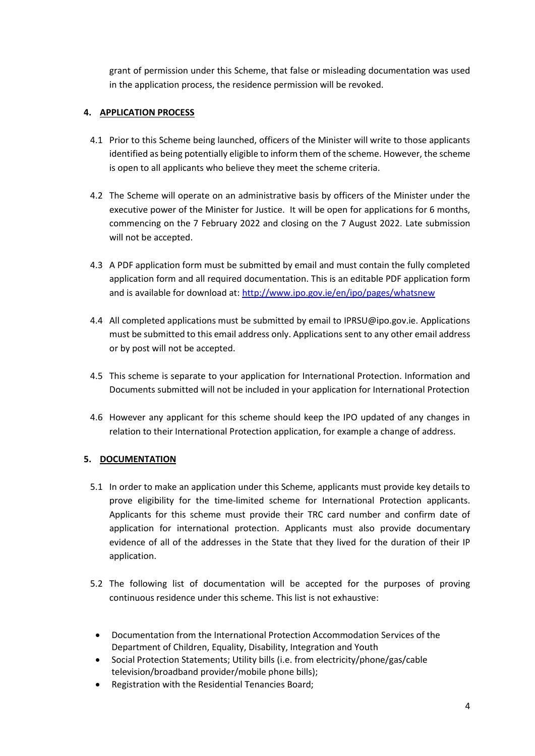grant of permission under this Scheme, that false or misleading documentation was used in the application process, the residence permission will be revoked.

## 4. APPLICATION PROCESS

4.1 Prior to this Scheme being launched, officers of the Minister will write to those applicants identified as being potentially eligible to inform them of the scheme. However, the scheme is open to all applicants who believe they meet the scheme criteria.

4.2 The Scheme will operate on an administrative basis by officers of the Minister under the executive power of the Minister for Justice. It will be open for applications for 6 months, commencing on the 7 February 2022 and closing on the 7 August 2022. Late submission will not be accepted.

4.3 A PDF application form must be submitted by email and must contain the fully completed application form and all required documentation. This is an editable PDF application form and is available for download at: [http://www.ipo.gov.ie/en/ipo/pages/whatsnew](http://www.ipo.gov.ie/en/ipo/pages/whatsnew)

4.4 All completed applications must be submitted by email to IPRSU@ipo.gov.ie. Applications must be submitted to this email address only. Applications sent to any other email address or by post will not be accepted.

4.5 This scheme is separate to your application for International Protection. Information and Documents submitted will not be included in your application for International Protection

4.6 However any applicant for this scheme should keep the IPO updated of any changes in relation to their International Protection application, for example a change of address.

## 5. DOCUMENTATION

5.1 In order to make an application under this Scheme, applicants must provide key details to prove eligibility for the time-limited scheme for International Protection applicants. Applicants for this scheme must provide their TRC card number and confirm date of application for international protection. Applicants must also provide documentary evidence of all of the addresses in the State that they lived for the duration of their IP application.

5.2 The following list of documentation will be accepted for the purposes of proving continuous residence under this scheme. This list is not exhaustive:

- Documentation from the International Protection Accommodation Services of the Department of Children, Equality, Disability, Integration and Youth
- Social Protection Statements; Utility bills (i.e. from electricity/phone/gas/cable television/broadband provider/mobile phone bills);
- Registration with the Residential Tenancies Board;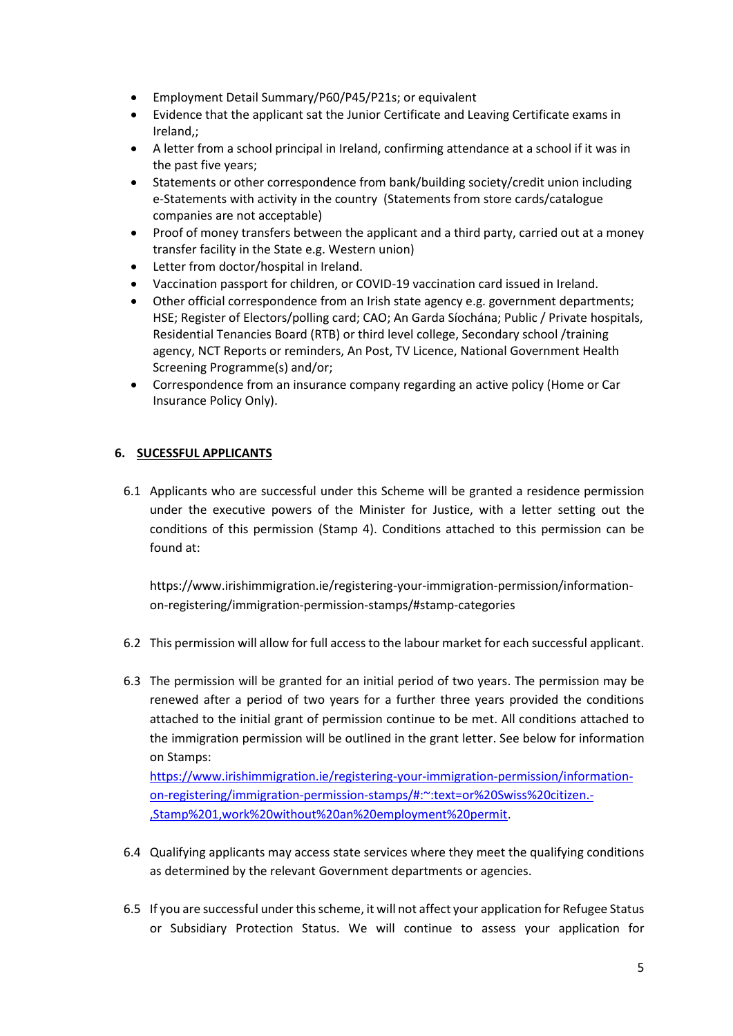- Employment Detail Summary/P60/P45/P21s; or equivalent
- Evidence that the applicant sat the Junior Certificate and Leaving Certificate exams in Ireland,;
- A letter from a school principal in Ireland, confirming attendance at a school if it was in the past five years;
- Statements or other correspondence from bank/building society/credit union including e-Statements with activity in the country (Statements from store cards/catalogue companies are not acceptable)
- Proof of money transfers between the applicant and a third party, carried out at a money transfer facility in the State e.g. Western union)
- Letter from doctor/hospital in Ireland.
- Vaccination passport for children, or COVID-19 vaccination card issued in Ireland.
- Other official correspondence from an Irish state agency e.g. government departments; HSE; Register of Electors/polling card; CAO; An Garda Síochána; Public / Private hospitals, Residential Tenancies Board (RTB) or third level college, Secondary school /training agency, NCT Reports or reminders, An Post, TV Licence, National Government Health Screening Programme(s) and/or;
- Correspondence from an insurance company regarding an active policy (Home or Car Insurance Policy Only).

## 6. SUCESSFUL APPLICANTS

6.1 Applicants who are successful under this Scheme will be granted a residence permission under the executive powers of the Minister for Justice, with a letter setting out the conditions of this permission (Stamp 4). Conditions attached to this permission can be found at:

https://www.irishimmigration.ie/registering-your-immigration-permission/information-on-registering/immigration-permission-stamps/#stamp-categories

6.2 This permission will allow for full access to the labour market for each successful applicant.

6.3 The permission will be granted for an initial period of two years. The permission may be renewed after a period of two years for a further three years provided the conditions attached to the initial grant of permission continue to be met. All conditions attached to the immigration permission will be outlined in the grant letter. See below for information on Stamps: https://www.irishimmigration.ie/registering-your-immigration-permission/information-on-registering/immigration-permission-stamps/#:~:text=or%20Swiss%20citizen.-,Stamp%201,work%20without%20an%20employment%20permit.

6.4 Qualifying applicants may access state services where they meet the qualifying conditions as determined by the relevant Government departments or agencies.

6.5 If you are successful under this scheme, it will not affect your application for Refugee Status or Subsidiary Protection Status. We will continue to assess your application for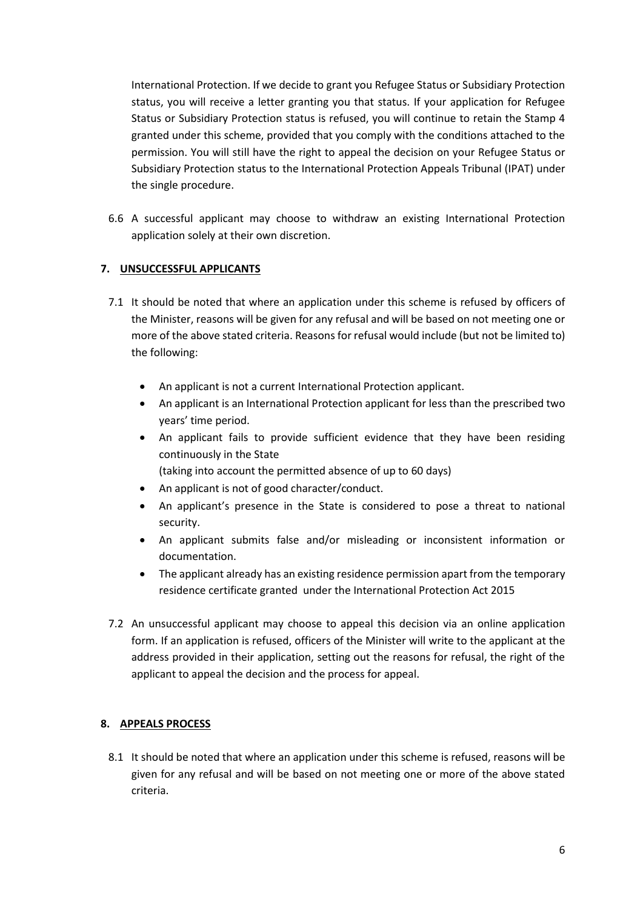International Protection. If we decide to grant you Refugee Status or Subsidiary Protection status, you will receive a letter granting you that status. If your application for Refugee Status or Subsidiary Protection status is refused, you will continue to retain the Stamp 4 granted under this scheme, provided that you comply with the conditions attached to the permission. You will still have the right to appeal the decision on your Refugee Status or Subsidiary Protection status to the International Protection Appeals Tribunal (IPAT) under the single procedure.

6.6 A successful applicant may choose to withdraw an existing International Protection application solely at their own discretion.

## 7. UNSUCCESSFUL APPLICANTS

7.1 It should be noted that where an application under this scheme is refused by officers of the Minister, reasons will be given for any refusal and will be based on not meeting one or more of the above stated criteria. Reasons for refusal would include (but not be limited to) the following:

- An applicant is not a current International Protection applicant.
- An applicant is an International Protection applicant for less than the prescribed two years' time period.
- An applicant fails to provide sufficient evidence that they have been residing continuously in the State
  (taking into account the permitted absence of up to 60 days)
- An applicant is not of good character/conduct.
- An applicant's presence in the State is considered to pose a threat to national security.
- An applicant submits false and/or misleading or inconsistent information or documentation.
- The applicant already has an existing residence permission apart from the temporary residence certificate granted under the International Protection Act 2015

7.2 An unsuccessful applicant may choose to appeal this decision via an online application form. If an application is refused, officers of the Minister will write to the applicant at the address provided in their application, setting out the reasons for refusal, the right of the applicant to appeal the decision and the process for appeal.

## 8. APPEALS PROCESS

8.1 It should be noted that where an application under this scheme is refused, reasons will be given for any refusal and will be based on not meeting one or more of the above stated criteria.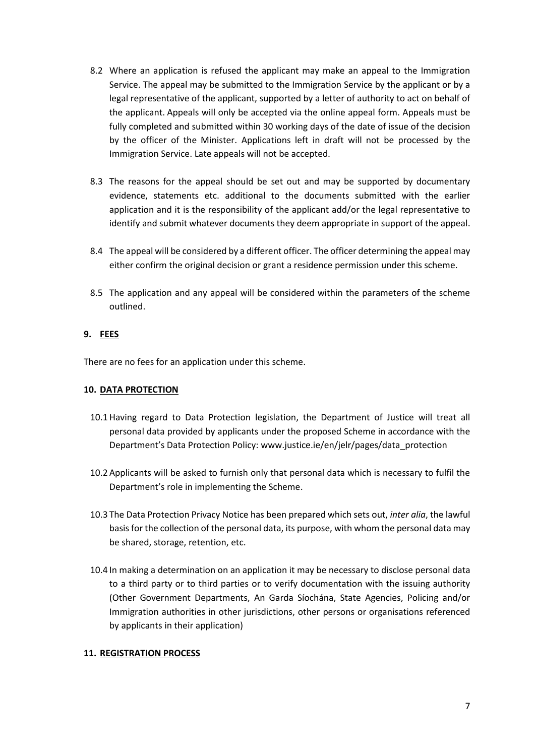8.2 Where an application is refused the applicant may make an appeal to the Immigration Service. The appeal may be submitted to the Immigration Service by the applicant or by a legal representative of the applicant, supported by a letter of authority to act on behalf of the applicant. Appeals will only be accepted via the online appeal form. Appeals must be fully completed and submitted within 30 working days of the date of issue of the decision by the officer of the Minister. Applications left in draft will not be processed by the Immigration Service. Late appeals will not be accepted.

8.3 The reasons for the appeal should be set out and may be supported by documentary evidence, statements etc. additional to the documents submitted with the earlier application and it is the responsibility of the applicant add/or the legal representative to identify and submit whatever documents they deem appropriate in support of the appeal.

8.4 The appeal will be considered by a different officer. The officer determining the appeal may either confirm the original decision or grant a residence permission under this scheme.

8.5 The application and any appeal will be considered within the parameters of the scheme outlined.

## 9. FEES

There are no fees for an application under this scheme.

## 10. DATA PROTECTION

10.1 Having regard to Data Protection legislation, the Department of Justice will treat all personal data provided by applicants under the proposed Scheme in accordance with the Department's Data Protection Policy: www.justice.ie/en/jelr/pages/data_protection

10.2 Applicants will be asked to furnish only that personal data which is necessary to fulfil the Department's role in implementing the Scheme.

10.3 The Data Protection Privacy Notice has been prepared which sets out, *inter alia*, the lawful basis for the collection of the personal data, its purpose, with whom the personal data may be shared, storage, retention, etc.

10.4 In making a determination on an application it may be necessary to disclose personal data to a third party or to third parties or to verify documentation with the issuing authority (Other Government Departments, An Garda Síochána, State Agencies, Policing and/or Immigration authorities in other jurisdictions, other persons or organisations referenced by applicants in their application)

## 11. REGISTRATION PROCESS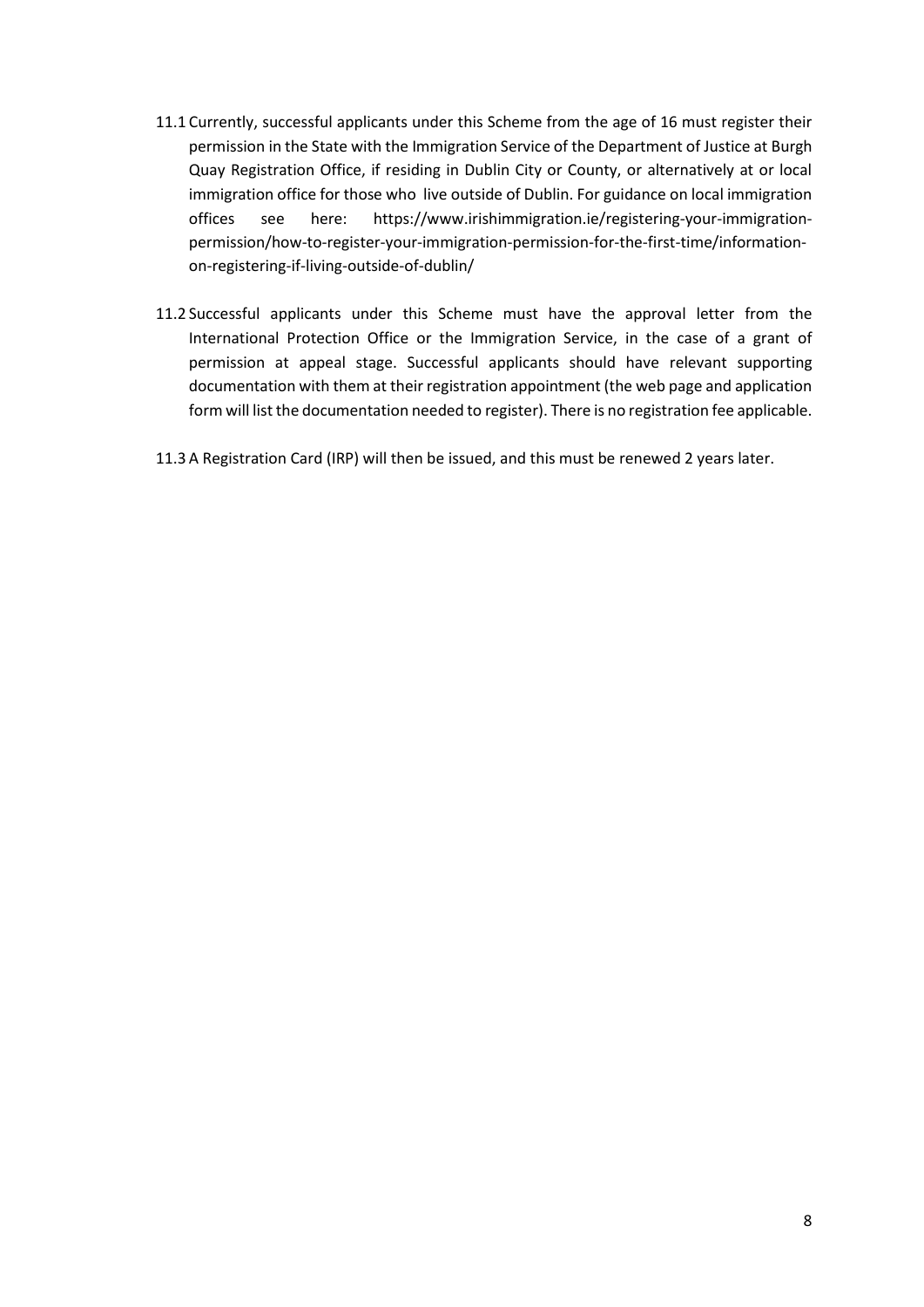11.1 Currently, successful applicants under this Scheme from the age of 16 must register their permission in the State with the Immigration Service of the Department of Justice at Burgh Quay Registration Office, if residing in Dublin City or County, or alternatively at or local immigration office for those who live outside of Dublin. For guidance on local immigration offices see here: https://www.irishimmigration.ie/registering-your-immigration-permission/how-to-register-your-immigration-permission-for-the-first-time/information-on-registering-if-living-outside-of-dublin/

11.2 Successful applicants under this Scheme must have the approval letter from the International Protection Office or the Immigration Service, in the case of a grant of permission at appeal stage. Successful applicants should have relevant supporting documentation with them at their registration appointment (the web page and application form will list the documentation needed to register). There is no registration fee applicable.

11.3 A Registration Card (IRP) will then be issued, and this must be renewed 2 years later.